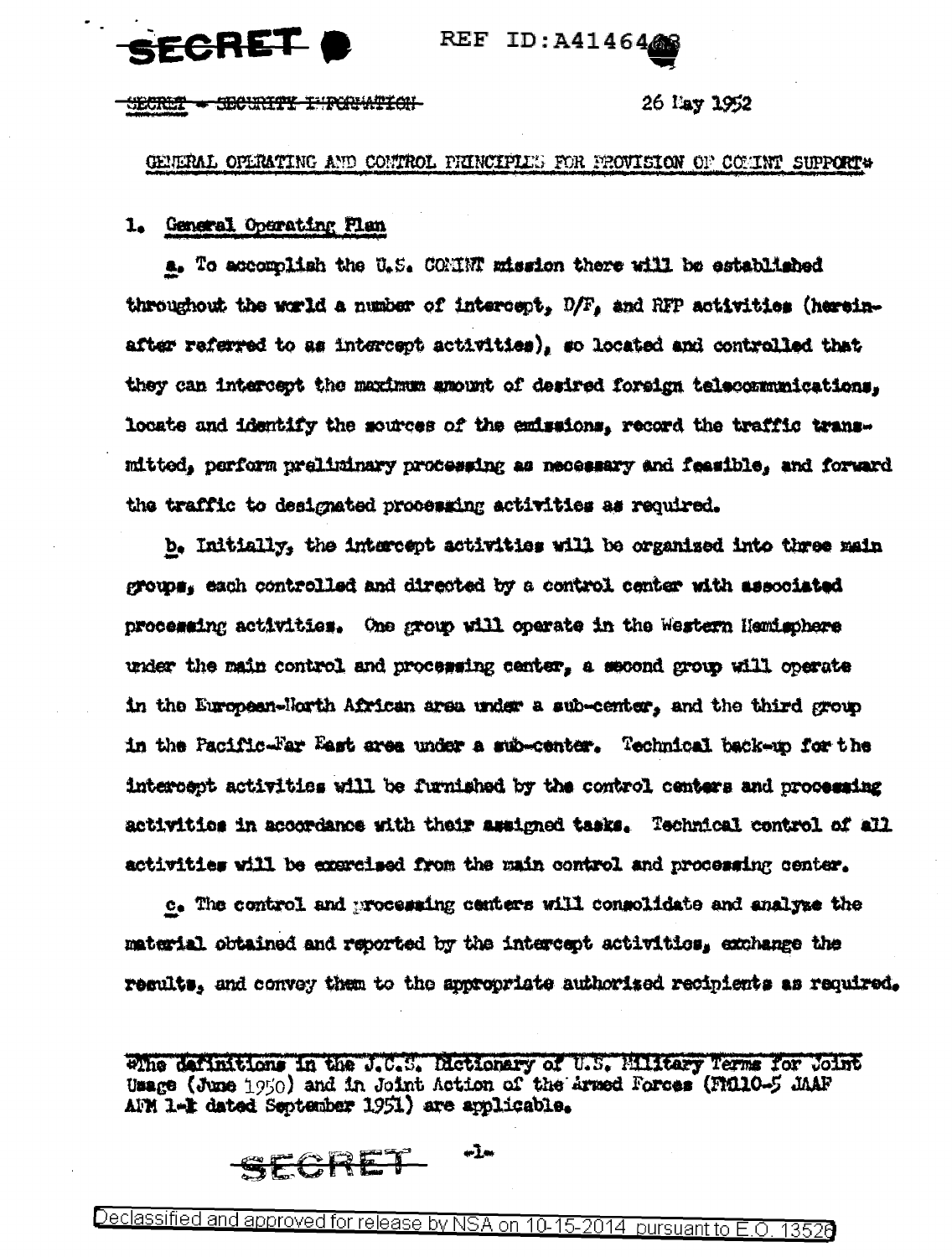SECRET - SECURITY INFORMATION

26 May 1952

GENERAL OPERATING AND CONTROL PRINCIPLES FOR PROVISION OF COMINT SUPPORT*

1. General Operating Plan

a. To accomplish the U.S. COMINT mission there will be established throughout the world a number of intercept, D/F, and RFP activities (hereinafter referred to as intercept activities), so located and controlled that they can intercept the maximum amount of desired foreign telecommunications, locate and identify the sources of the emissions, record the traffic transmitted, perform preliminary processing as necessary and feasible, and forward the traffic to designated processing activities as required.

b. Initially, the intercept activities will be organized into three main groups, each controlled and directed by a control center with associated processing activities. One group will operate in the Western Hemisphere under the main control and processing center, a second group will operate in the European-North African area under a sub-center, and the third group in the Pacific-Far East area under a sub-center. Technical back-up for the intercept activities will be furnished by the control centers and processing activities in accordance with their assigned tasks. Technical control of all activities will be exercised from the main control and processing center.

c. The control and processing centers will consolidate and analyze the material obtained and reported by the intercept activities, exchange the results, and convey them to the appropriate authorized recipients as required.

*The definitions in the J.C.S. Dictionary of U.S. Military Terms for Joint Usage (June 1950) and in Joint Action of the Armed Forces (FM110-5 JAAF AFM 1-1 dated September 1951) are applicable.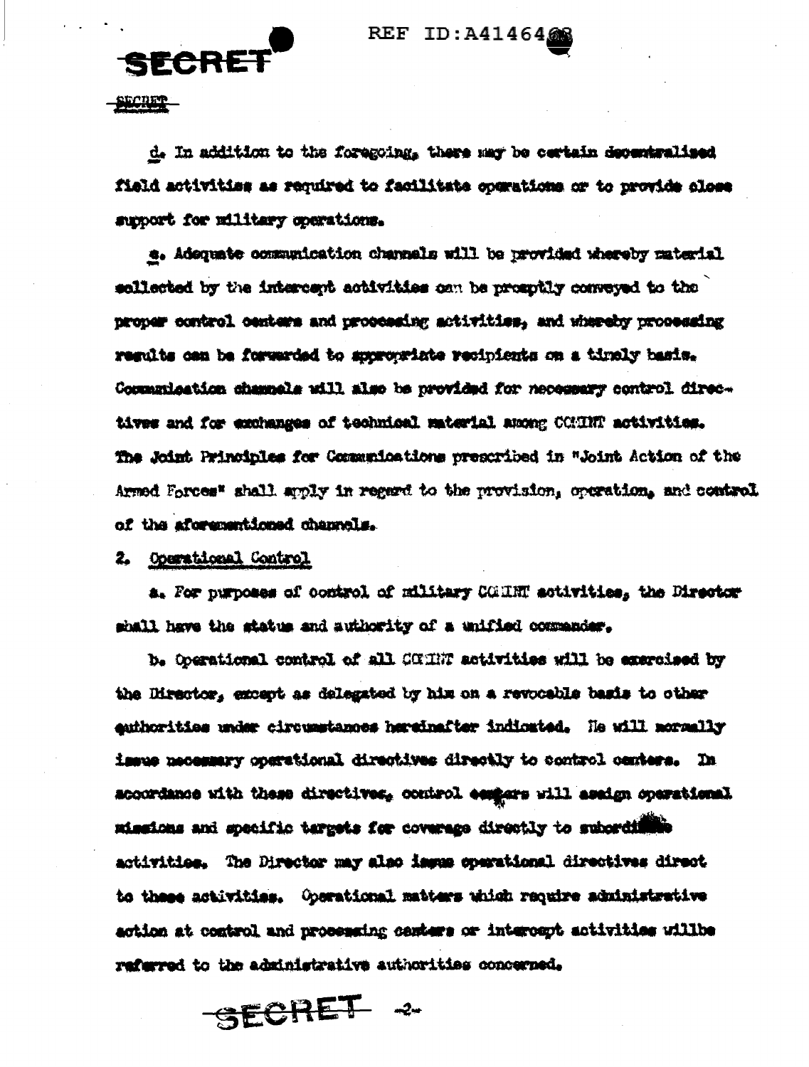d. In addition to the foregoing, there may be certain decentralized field activities as required to facilitate operations or to provide close support for military operations.

e. Adequate communication channels will be provided whereby material collected by the intercept activities can be promptly conveyed to the proper control centers and processing activities, and whereby processing results can be forwarded to appropriate recipients on a timely basis. Communication channels will also be provided for necessary control directives and for exchanges of technical material among COMINT activities. The Joint Principles for Communications prescribed in "Joint Action of the Armed Forces" shall apply in regard to the provision, operation, and control of the aforementioned channels.

2. Operational Control

a. For purposes of control of military COMINT activities, the Director shall have the status and authority of a unified commander.

b. Operational control of all COMINT activities will be exercised by the Director, except as delegated by him on a revocable basis to other authorities under circumstances hereinafter indicated. He will normally issue necessary operational directives directly to control centers. In accordance with these directives, control centers will assign operational missions and specific targets for coverage directly to subordinate activities. The Director may also issue operational directives direct to these activities. Operational matters which require administrative action at control and processing centers or intercept activities willbe referred to the administrative authorities concerned.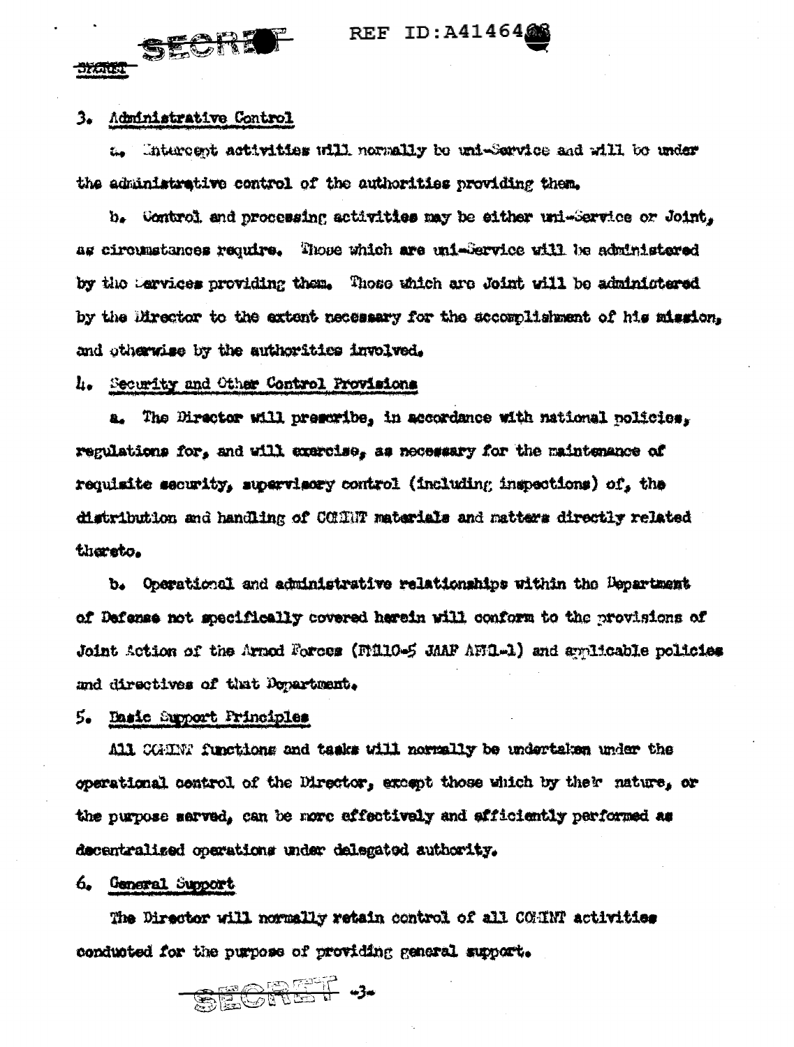3. Administrative Control

a. Intercept activities will normally be uni-Service and will be under the administrative control of the authorities providing them.

b. Control and processing activities may be either uni-Service or Joint, as circumstances require. Those which are uni-Service will be administered by the Services providing them. Those which are Joint will be administered by the Director to the extent necessary for the accomplishment of his mission, and otherwise by the authorities involved.

4. Security and Other Control Provisions

a. The Director will prescribe, in accordance with national policies, regulations for, and will exercise, as necessary for the maintenance of requisite security, supervisory control (including inspections) of, the distribution and handling of COMINT materials and matters directly related thereto.

b. Operational and administrative relationships within the Department of Defense not specifically covered herein will conform to the provisions of Joint Action of the Armed Forces (FM110-5 JAAF AFM1-1) and applicable policies and directives of that Department.

5. Basic Support Principles

All COMINT functions and tasks will normally be undertaken under the operational control of the Director, except those which by their nature, or the purpose served, can be more effectively and efficiently performed as decentralized operations under delegated authority.

6. General Support

The Director will normally retain control of all COMINT activities conducted for the purpose of providing general support.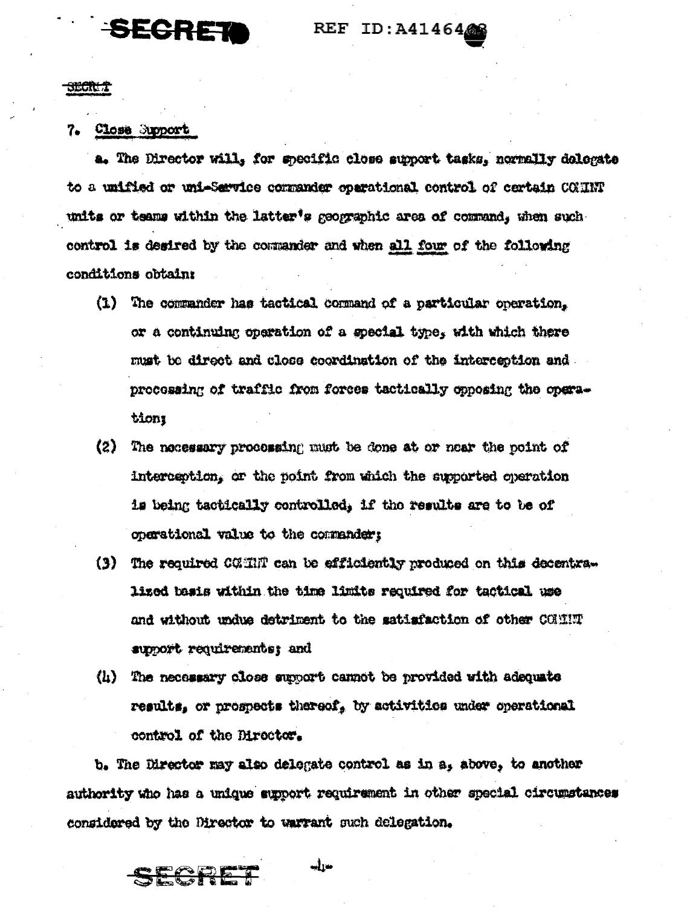7. Close Support

a. The Director will, for specific close support tasks, normally delegate to a unified or uni-Service commander operational control of certain COMINT units or teams within the latter's geographic area of command, when such control is desired by the commander and when all four of the following conditions obtain:

(1) The commander has tactical command of a particular operation, or a continuing operation of a special type, with which there must be direct and close coordination of the interception and processing of traffic from forces tactically opposing the operation;

(2) The necessary processing must be done at or near the point of interception, or the point from which the supported operation is being tactically controlled, if the results are to be of operational value to the commander;

(3) The required COMINT can be efficiently produced on this decentralized basis within the time limits required for tactical use and without undue detriment to the satisfaction of other COMINT support requirements; and

(4) The necessary close support cannot be provided with adequate results, or prospects thereof, by activities under operational control of the Director.

b. The Director may also delegate control as in a, above, to another authority who has a unique support requirement in other special circumstances considered by the Director to warrant such delegation.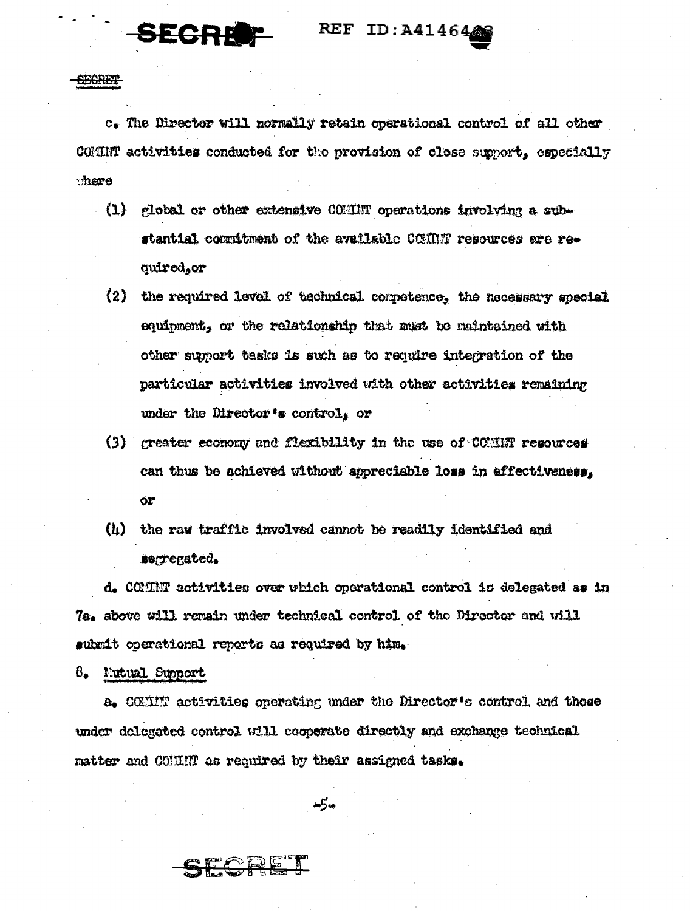c. The Director will normally retain operational control of all other COMINT activities conducted for the provision of close support, especially where

(1) global or other extensive COMINT operations involving a substantial commitment of the available COMINT resources are required, or

(2) the required level of technical competence, the necessary special equipment, or the relationship that must be maintained with other support tasks is such as to require integration of the particular activities involved with other activities remaining under the Director's control, or

(3) greater economy and flexibility in the use of COMINT resources can thus be achieved without appreciable loss in effectiveness, or

(4) the raw traffic involved cannot be readily identified and segregated.

d. COMINT activities over which operational control is delegated as in 7a. above will remain under technical control of the Director and will submit operational reports as required by him.

8. Mutual Support

a. COMINT activities operating under the Director's control and those under delegated control will cooperate directly and exchange technical matter and COMINT as required by their assigned tasks.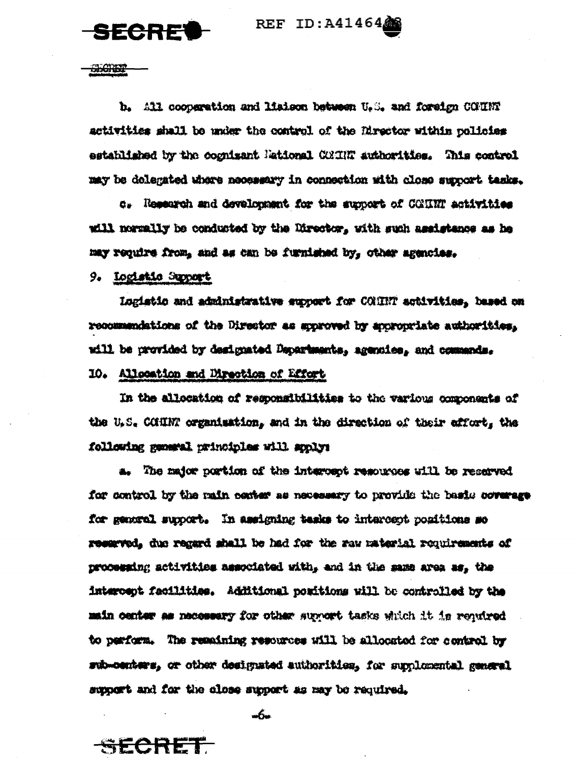b. All cooperation and liaison between U.S. and foreign COMINT activities shall be under the control of the Director within policies established by the cognizant National COMINT authorities. This control may be delegated where necessary in connection with close support tasks.

c. Research and development for the support of COMINT activities will normally be conducted by the Director, with such assistance as he may require from, and as can be furnished by, other agencies.

9. Logistic Support

Logistic and administrative support for COMINT activities, based on recommendations of the Director as approved by appropriate authorities, will be provided by designated Departments, agencies, and commands.

10. Allocation and Direction of Effort

In the allocation of responsibilities to the various components of the U.S. COMINT organization, and in the direction of their effort, the following general principles will apply:

a. The major portion of the intercept resources will be reserved for control by the main center as necessary to provide the basic coverage for general support. In assigning tasks to intercept positions so reserved, due regard shall be had for the raw material requirements of processing activities associated with, and in the same area as, the intercept facilities. Additional positions will be controlled by the main center as necessary for other support tasks which it is required to perform. The remaining resources will be allocated for control by sub-centers, or other designated authorities, for supplemental general support and for the close support as may be required.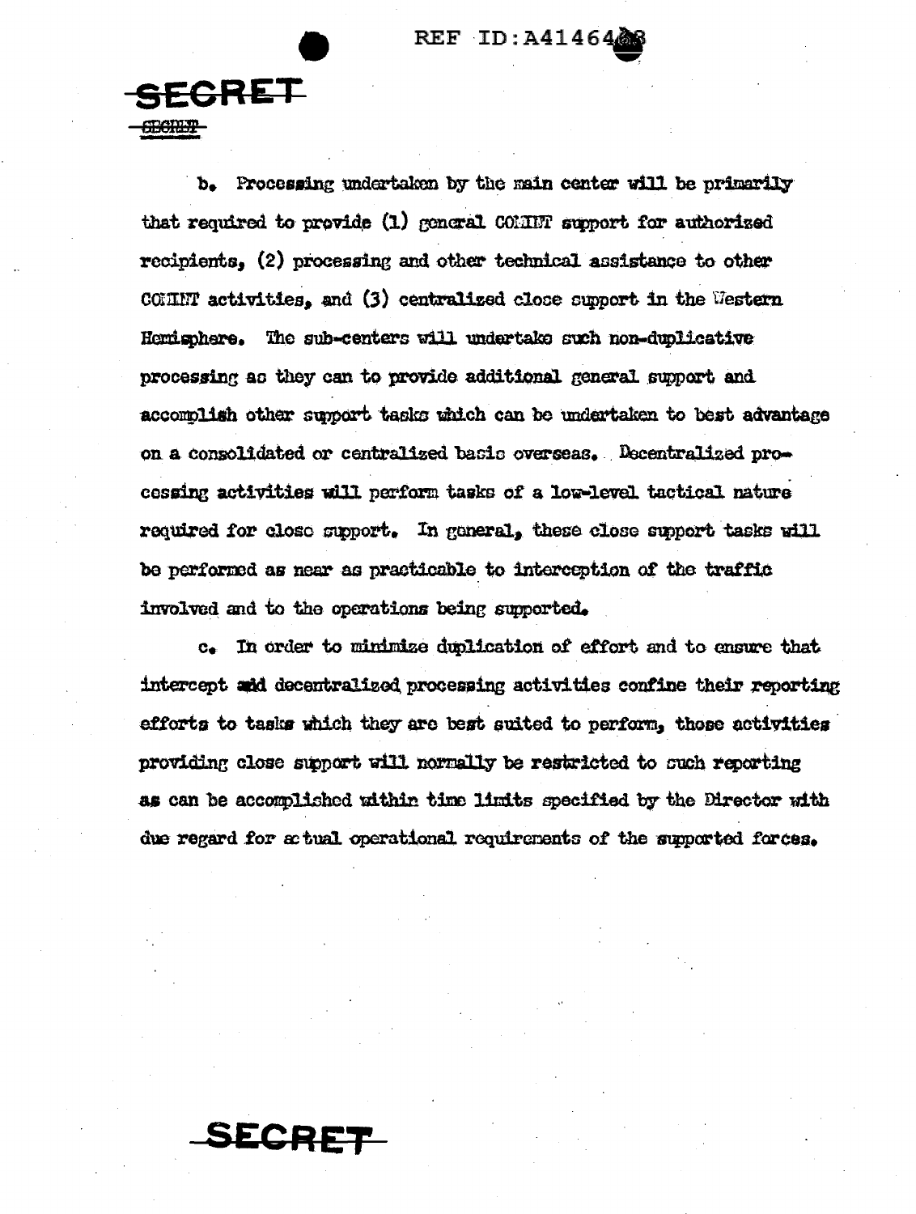b. Processing undertaken by the main center will be primarily that required to provide (1) general COMINT support for authorized recipients, (2) processing and other technical assistance to other COMINT activities, and (3) centralized close support in the Western Hemisphere. The sub-centers will undertake such non-duplicative processing as they can to provide additional general support and accomplish other support tasks which can be undertaken to best advantage on a consolidated or centralized basis overseas. Decentralized processing activities will perform tasks of a low-level tactical nature required for close support. In general, these close support tasks will be performed as near as practicable to interception of the traffic involved and to the operations being supported.

c. In order to minimize duplication of effort and to ensure that intercept and decentralized processing activities confine their reporting efforts to tasks which they are best suited to perform, those activities providing close support will normally be restricted to such reporting as can be accomplished within time limits specified by the Director with due regard for actual operational requirements of the supported forces.